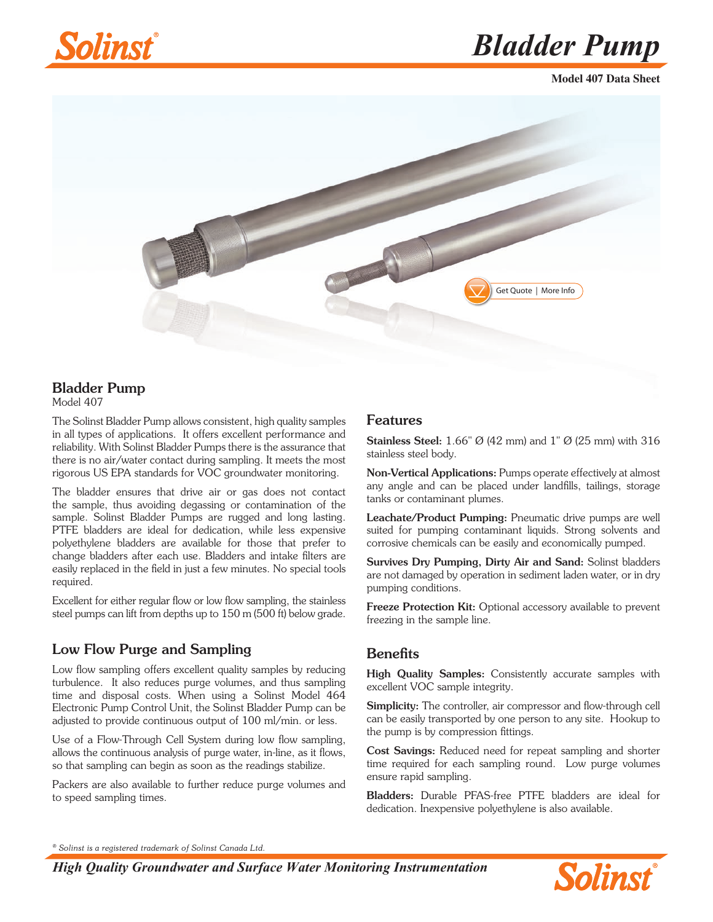# Bladder Pump

**Model 407 Data Sheet**

Get Quote | More Info

## Bladder Pump

Model 407

The Solinst Bladder Pump allows consistent, high quality samples in all types of applications. It offers excellent performance and reliability. With Solinst Bladder Pumps there is the assurance that there is no air/water contact during sampling. It meets the most rigorous US EPA standards for VOC groundwater monitoring.

The bladder ensures that drive air or gas does not contact the sample, thus avoiding degassing or contamination of the sample. Solinst Bladder Pumps are rugged and long lasting. PTFE bladders are ideal for dedication, while less expensive polyethylene bladders are available for those that prefer to change bladders after each use. Bladders and intake filters are easily replaced in the field in just a few minutes. No special tools required.

Excellent for either regular flow or low flow sampling, the stainless steel pumps can lift from depths up to 150 m (500 ft) below grade.

### Low Flow Purge and Sampling

Low flow sampling offers excellent quality samples by reducing turbulence. It also reduces purge volumes, and thus sampling time and disposal costs. When using a Solinst Model 464 Electronic Pump Control Unit, the Solinst Bladder Pump can be adjusted to provide continuous output of 100 ml/min. or less.

Use of a Flow-Through Cell System during low flow sampling, allows the continuous analysis of purge water, in-line, as it flows, so that sampling can begin as soon as the readings stabilize.

Packers are also available to further reduce purge volumes and to speed sampling times.

### Features

**Stainless Steel:** 1.66" Ø (42 mm) and 1" Ø (25 mm) with 316 stainless steel body.

**Non-Vertical Applications:** Pumps operate effectively at almost any angle and can be placed under landfills, tailings, storage tanks or contaminant plumes.

**Leachate/Product Pumping:** Pneumatic drive pumps are well suited for pumping contaminant liquids. Strong solvents and corrosive chemicals can be easily and economically pumped.

**Survives Dry Pumping, Dirty Air and Sand:** Solinst bladders are not damaged by operation in sediment laden water, or in dry pumping conditions.

**Freeze Protection Kit:** Optional accessory available to prevent freezing in the sample line.

### Benefits

**High Quality Samples:** Consistently accurate samples with excellent VOC sample integrity.

**Simplicity:** The controller, air compressor and flow-through cell can be easily transported by one person to any site. Hookup to the pump is by compression fittings.

**Cost Savings:** Reduced need for repeat sampling and shorter time required for each sampling round. Low purge volumes ensure rapid sampling.

**Bladders:** Durable PFAS-free PTFE bladders are ideal for dedication. Inexpensive polyethylene is also available.

*® Solinst is a registered trademark of Solinst Canada Ltd.*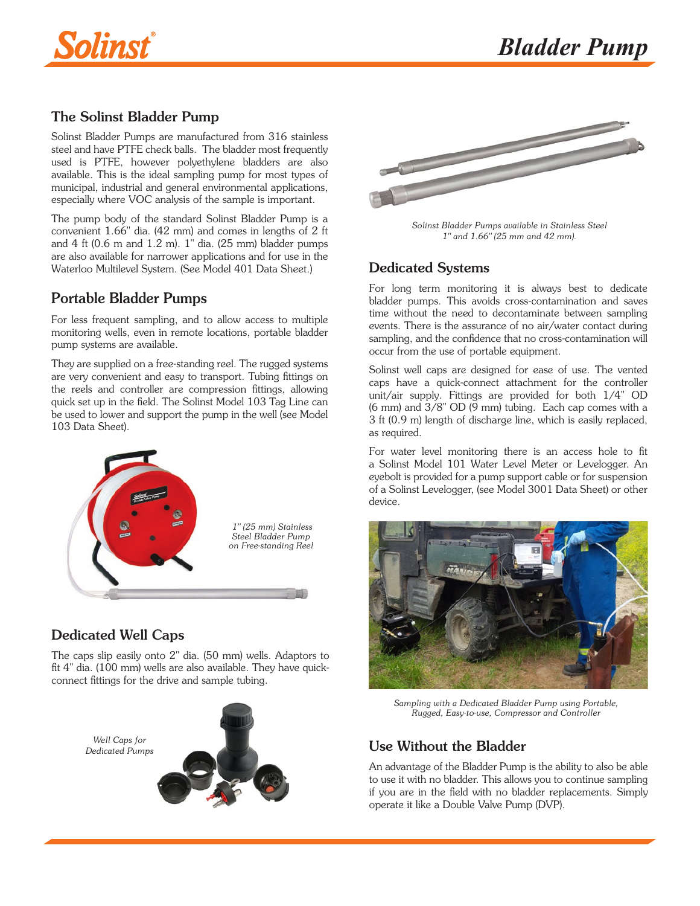## The Solinst Bladder Pump

Solinst Bladder Pumps are manufactured from 316 stainless steel and have PTFE check balls. The bladder most frequently used is PTFE, however polyethylene bladders are also available. This is the ideal sampling pump for most types of municipal, industrial and general environmental applications, especially where VOC analysis of the sample is important.

The pump body of the standard Solinst Bladder Pump is a convenient 1.66" dia. (42 mm) and comes in lengths of 2 ft and 4 ft (0.6 m and 1.2 m). 1" dia. (25 mm) bladder pumps are also available for narrower applications and for use in the Waterloo Multilevel System. (See Model 401 Data Sheet.)

## Portable Bladder Pumps

For less frequent sampling, and to allow access to multiple monitoring wells, even in remote locations, portable bladder pump systems are available.

They are supplied on a free-standing reel. The rugged systems are very convenient and easy to transport. Tubing fittings on the reels and controller are compression fittings, allowing quick set up in the field. The Solinst Model 103 Tag Line can be used to lower and support the pump in the well (see Model 103 Data Sheet).

*1" (25 mm) Stainless Steel Bladder Pump on Free-standing Reel*

## Dedicated Well Caps

The caps slip easily onto 2" dia. (50 mm) wells. Adaptors to fit 4" dia. (100 mm) wells are also available. They have quick-connect fittings for the drive and sample tubing.

*Well Caps for Dedicated Pumps*

*Solinst Bladder Pumps available in Stainless Steel 1" and 1.66" (25 mm and 42 mm).*

## Dedicated Systems

For long term monitoring it is always best to dedicate bladder pumps. This avoids cross-contamination and saves time without the need to decontaminate between sampling events. There is the assurance of no air/water contact during sampling, and the confidence that no cross-contamination will occur from the use of portable equipment.

Solinst well caps are designed for ease of use. The vented caps have a quick-connect attachment for the controller unit/air supply. Fittings are provided for both 1/4" OD (6 mm) and 3/8" OD (9 mm) tubing. Each cap comes with a 3 ft (0.9 m) length of discharge line, which is easily replaced, as required.

For water level monitoring there is an access hole to fit a Solinst Model 101 Water Level Meter or Levelogger. An eyebolt is provided for a pump support cable or for suspension of a Solinst Levelogger, (see Model 3001 Data Sheet) or other device.

*Sampling with a Dedicated Bladder Pump using Portable, Rugged, Easy-to-use, Compressor and Controller*

## Use Without the Bladder

An advantage of the Bladder Pump is the ability to also be able to use it with no bladder. This allows you to continue sampling if you are in the field with no bladder replacements. Simply operate it like a Double Valve Pump (DVP).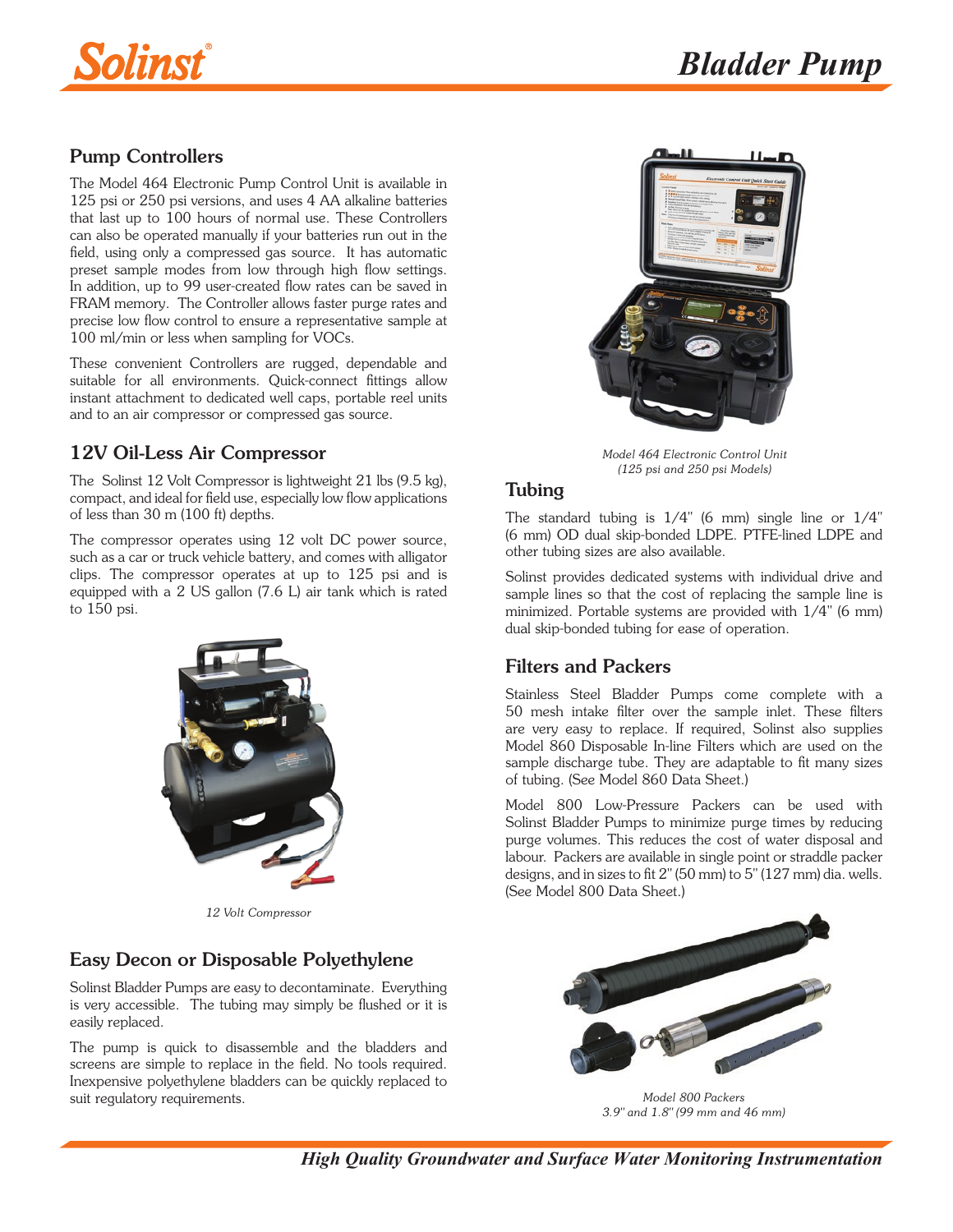## Pump Controllers

The Model 464 Electronic Pump Control Unit is available in 125 psi or 250 psi versions, and uses 4 AA alkaline batteries that last up to 100 hours of normal use. These Controllers can also be operated manually if your batteries run out in the field, using only a compressed gas source. It has automatic preset sample modes from low through high flow settings. In addition, up to 99 user-created flow rates can be saved in FRAM memory. The Controller allows faster purge rates and precise low flow control to ensure a representative sample at 100 ml/min or less when sampling for VOCs.

These convenient Controllers are rugged, dependable and suitable for all environments. Quick-connect fittings allow instant attachment to dedicated well caps, portable reel units and to an air compressor or compressed gas source.

*Model 464 Electronic Control Unit (125 psi and 250 psi Models)*

## 12V Oil-Less Air Compressor

The Solinst 12 Volt Compressor is lightweight 21 lbs (9.5 kg), compact, and ideal for field use, especially low flow applications of less than 30 m (100 ft) depths.

The compressor operates using 12 volt DC power source, such as a car or truck vehicle battery, and comes with alligator clips. The compressor operates at up to 125 psi and is equipped with a 2 US gallon (7.6 L) air tank which is rated to 150 psi.

*12 Volt Compressor*

## Easy Decon or Disposable Polyethylene

Solinst Bladder Pumps are easy to decontaminate. Everything is very accessible. The tubing may simply be flushed or it is easily replaced.

The pump is quick to disassemble and the bladders and screens are simple to replace in the field. No tools required. Inexpensive polyethylene bladders can be quickly replaced to suit regulatory requirements.

## Tubing

The standard tubing is 1/4" (6 mm) single line or 1/4" (6 mm) OD dual skip-bonded LDPE. PTFE-lined LDPE and other tubing sizes are also available.

Solinst provides dedicated systems with individual drive and sample lines so that the cost of replacing the sample line is minimized. Portable systems are provided with 1/4" (6 mm) dual skip-bonded tubing for ease of operation.

## Filters and Packers

Stainless Steel Bladder Pumps come complete with a 50 mesh intake filter over the sample inlet. These filters are very easy to replace. If required, Solinst also supplies Model 860 Disposable In-line Filters which are used on the sample discharge tube. They are adaptable to fit many sizes of tubing. (See Model 860 Data Sheet.)

Model 800 Low-Pressure Packers can be used with Solinst Bladder Pumps to minimize purge times by reducing purge volumes. This reduces the cost of water disposal and labour. Packers are available in single point or straddle packer designs, and in sizes to fit 2" (50 mm) to 5" (127 mm) dia. wells. (See Model 800 Data Sheet.)

*Model 800 Packers 3.9" and 1.8" (99 mm and 46 mm)*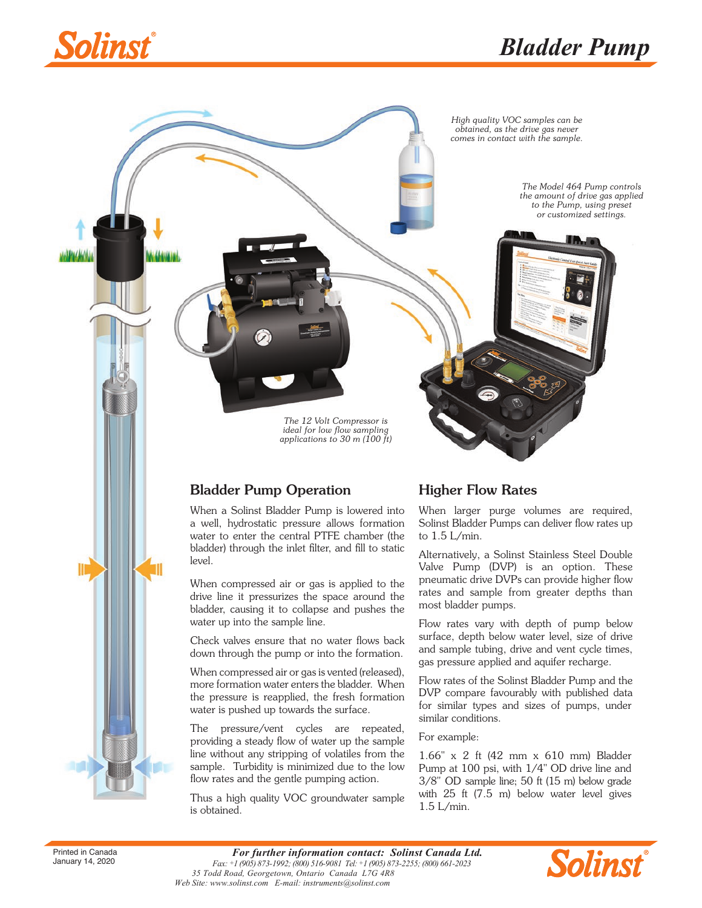# Bladder Pump

*High quality VOC samples can be obtained, as the drive gas never comes in contact with the sample.*

*The Model 464 Pump controls the amount of drive gas applied to the Pump, using preset or customized settings.*

*The 12 Volt Compressor is ideal for low flow sampling applications to 30 m (100 ft)*

## Bladder Pump Operation

When a Solinst Bladder Pump is lowered into a well, hydrostatic pressure allows formation water to enter the central PTFE chamber (the bladder) through the inlet filter, and fill to static level.

When compressed air or gas is applied to the drive line it pressurizes the space around the bladder, causing it to collapse and pushes the water up into the sample line.

Check valves ensure that no water flows back down through the pump or into the formation.

When compressed air or gas is vented (released), more formation water enters the bladder. When the pressure is reapplied, the fresh formation water is pushed up towards the surface.

The pressure/vent cycles are repeated, providing a steady flow of water up the sample line without any stripping of volatiles from the sample. Turbidity is minimized due to the low flow rates and the gentle pumping action.

Thus a high quality VOC groundwater sample is obtained.

## Higher Flow Rates

When larger purge volumes are required, Solinst Bladder Pumps can deliver flow rates up to 1.5 L/min.

Alternatively, a Solinst Stainless Steel Double Valve Pump (DVP) is an option. These pneumatic drive DVPs can provide higher flow rates and sample from greater depths than most bladder pumps.

Flow rates vary with depth of pump below surface, depth below water level, size of drive and sample tubing, drive and vent cycle times, gas pressure applied and aquifer recharge.

Flow rates of the Solinst Bladder Pump and the DVP compare favourably with published data for similar types and sizes of pumps, under similar conditions.

For example:

1.66" x 2 ft (42 mm x 610 mm) Bladder Pump at 100 psi, with 1/4" OD drive line and 3/8" OD sample line; 50 ft (15 m) below grade with 25 ft (7.5 m) below water level gives 1.5 L/min.

Printed in Canada
January 14, 2020

***For further information contact: Solinst Canada Ltd.***
*Fax: +1 (905) 873-1992; (800) 516-9081 Tel: +1 (905) 873-2255; (800) 661-2023*
*35 Todd Road, Georgetown, Ontario Canada L7G 4R8*
*Web Site: www.solinst.com E-mail: instruments@solinst.com*